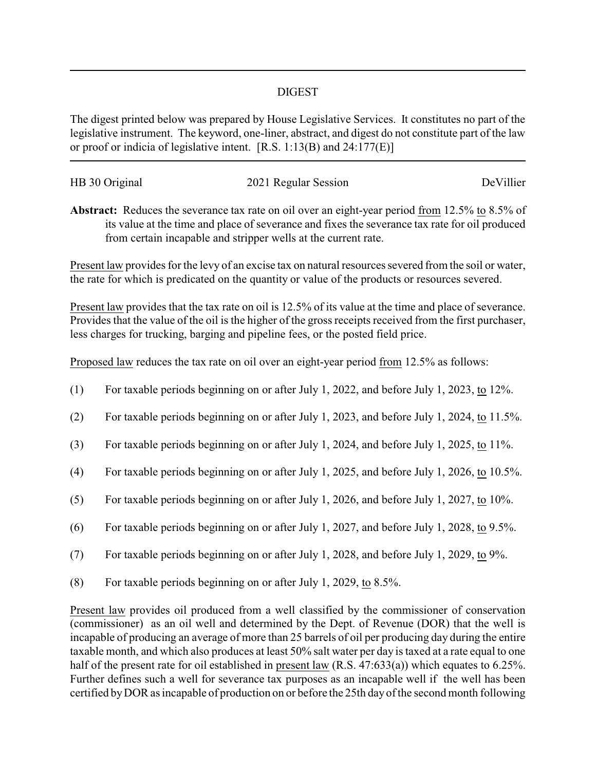# DIGEST

The digest printed below was prepared by House Legislative Services. It constitutes no part of the legislative instrument. The keyword, one-liner, abstract, and digest do not constitute part of the law or proof or indicia of legislative intent. [R.S. 1:13(B) and 24:177(E)]

HB 30 Original | 2021 Regular Session | DeVillier

**Abstract:** Reduces the severance tax rate on oil over an eight-year period from 12.5% to 8.5% of its value at the time and place of severance and fixes the severance tax rate for oil produced from certain incapable and stripper wells at the current rate.

Present law provides for the levy of an excise tax on natural resources severed from the soil or water, the rate for which is predicated on the quantity or value of the products or resources severed.

Present law provides that the tax rate on oil is 12.5% of its value at the time and place of severance. Provides that the value of the oil is the higher of the gross receipts received from the first purchaser, less charges for trucking, barging and pipeline fees, or the posted field price.

Proposed law reduces the tax rate on oil over an eight-year period from 12.5% as follows:

(1) For taxable periods beginning on or after July 1, 2022, and before July 1, 2023, to 12%.

(2) For taxable periods beginning on or after July 1, 2023, and before July 1, 2024, to 11.5%.

(3) For taxable periods beginning on or after July 1, 2024, and before July 1, 2025, to 11%.

(4) For taxable periods beginning on or after July 1, 2025, and before July 1, 2026, to 10.5%.

(5) For taxable periods beginning on or after July 1, 2026, and before July 1, 2027, to 10%.

(6) For taxable periods beginning on or after July 1, 2027, and before July 1, 2028, to 9.5%.

(7) For taxable periods beginning on or after July 1, 2028, and before July 1, 2029, to 9%.

(8) For taxable periods beginning on or after July 1, 2029, to 8.5%.

Present law provides oil produced from a well classified by the commissioner of conservation (commissioner) as an oil well and determined by the Dept. of Revenue (DOR) that the well is incapable of producing an average of more than 25 barrels of oil per producing day during the entire taxable month, and which also produces at least 50% salt water per day is taxed at a rate equal to one half of the present rate for oil established in present law (R.S. 47:633(a)) which equates to 6.25%. Further defines such a well for severance tax purposes as an incapable well if the well has been certified by DOR as incapable of production on or before the 25th day of the second month following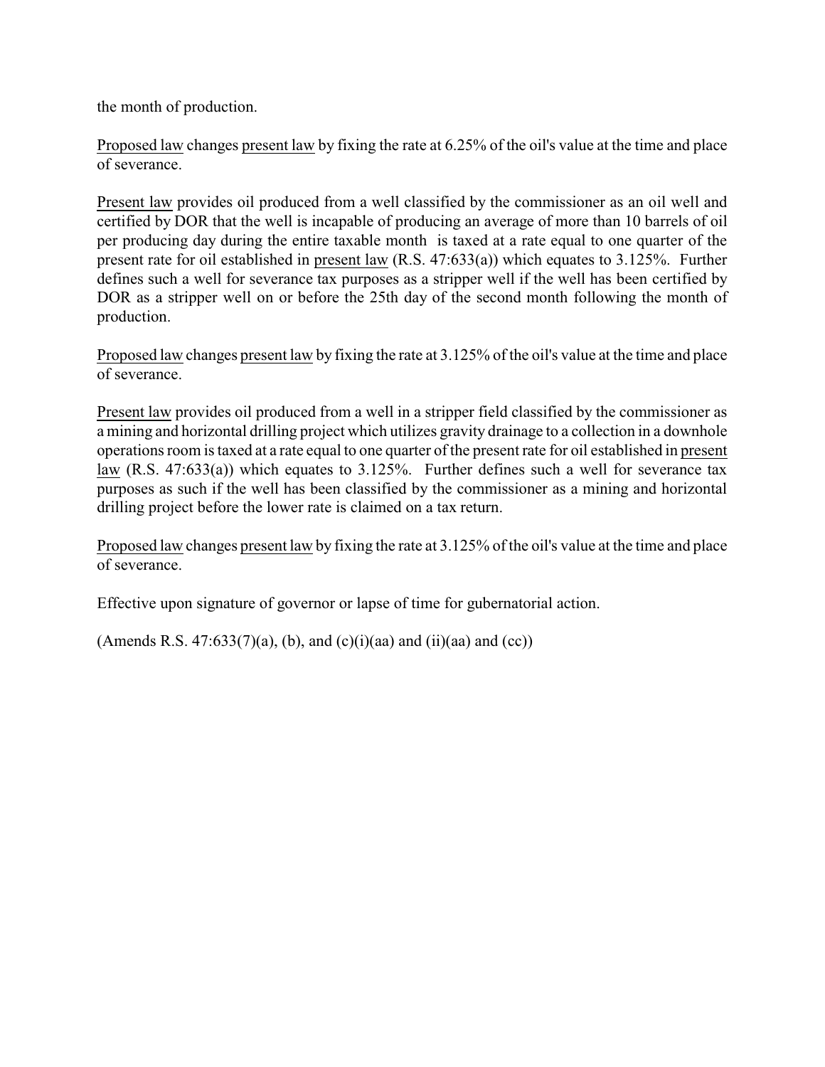the month of production.

Proposed law changes present law by fixing the rate at 6.25% of the oil's value at the time and place of severance.

Present law provides oil produced from a well classified by the commissioner as an oil well and certified by DOR that the well is incapable of producing an average of more than 10 barrels of oil per producing day during the entire taxable month is taxed at a rate equal to one quarter of the present rate for oil established in present law (R.S. 47:633(a)) which equates to 3.125%. Further defines such a well for severance tax purposes as a stripper well if the well has been certified by DOR as a stripper well on or before the 25th day of the second month following the month of production.

Proposed law changes present law by fixing the rate at 3.125% of the oil's value at the time and place of severance.

Present law provides oil produced from a well in a stripper field classified by the commissioner as a mining and horizontal drilling project which utilizes gravity drainage to a collection in a downhole operations room is taxed at a rate equal to one quarter of the present rate for oil established in present law (R.S. 47:633(a)) which equates to 3.125%. Further defines such a well for severance tax purposes as such if the well has been classified by the commissioner as a mining and horizontal drilling project before the lower rate is claimed on a tax return.

Proposed law changes present law by fixing the rate at 3.125% of the oil's value at the time and place of severance.

Effective upon signature of governor or lapse of time for gubernatorial action.

(Amends R.S. 47:633(7)(a), (b), and (c)(i)(aa) and (ii)(aa) and (cc))